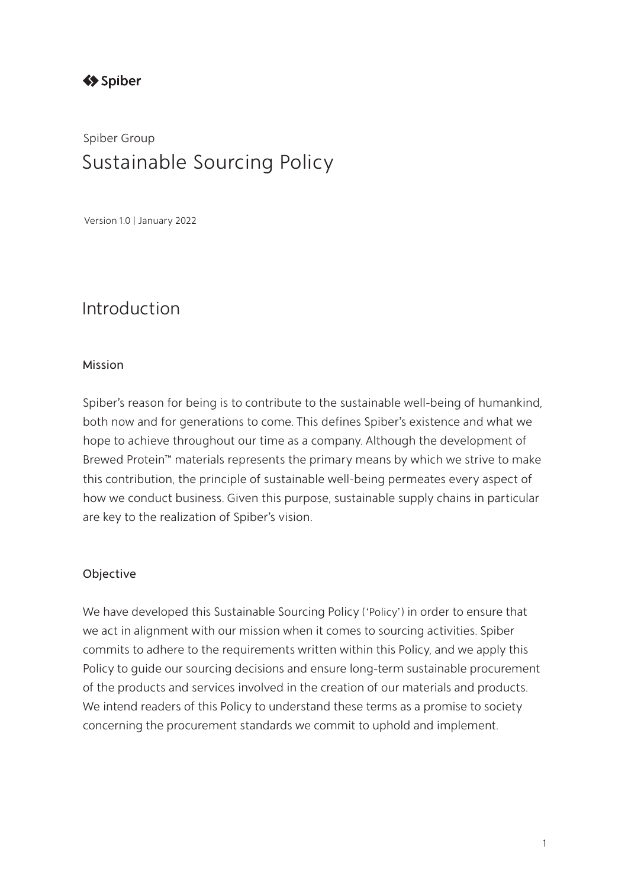Spiber

Spiber Group

# Sustainable Sourcing Policy

Version 1.0 | January 2022

## Introduction

### Mission

Spiber's reason for being is to contribute to the sustainable well-being of humankind, both now and for generations to come. This defines Spiber's existence and what we hope to achieve throughout our time as a company. Although the development of Brewed Protein™ materials represents the primary means by which we strive to make this contribution, the principle of sustainable well-being permeates every aspect of how we conduct business. Given this purpose, sustainable supply chains in particular are key to the realization of Spiber's vision.

### Objective

We have developed this Sustainable Sourcing Policy ('Policy') in order to ensure that we act in alignment with our mission when it comes to sourcing activities. Spiber commits to adhere to the requirements written within this Policy, and we apply this Policy to guide our sourcing decisions and ensure long-term sustainable procurement of the products and services involved in the creation of our materials and products. We intend readers of this Policy to understand these terms as a promise to society concerning the procurement standards we commit to uphold and implement.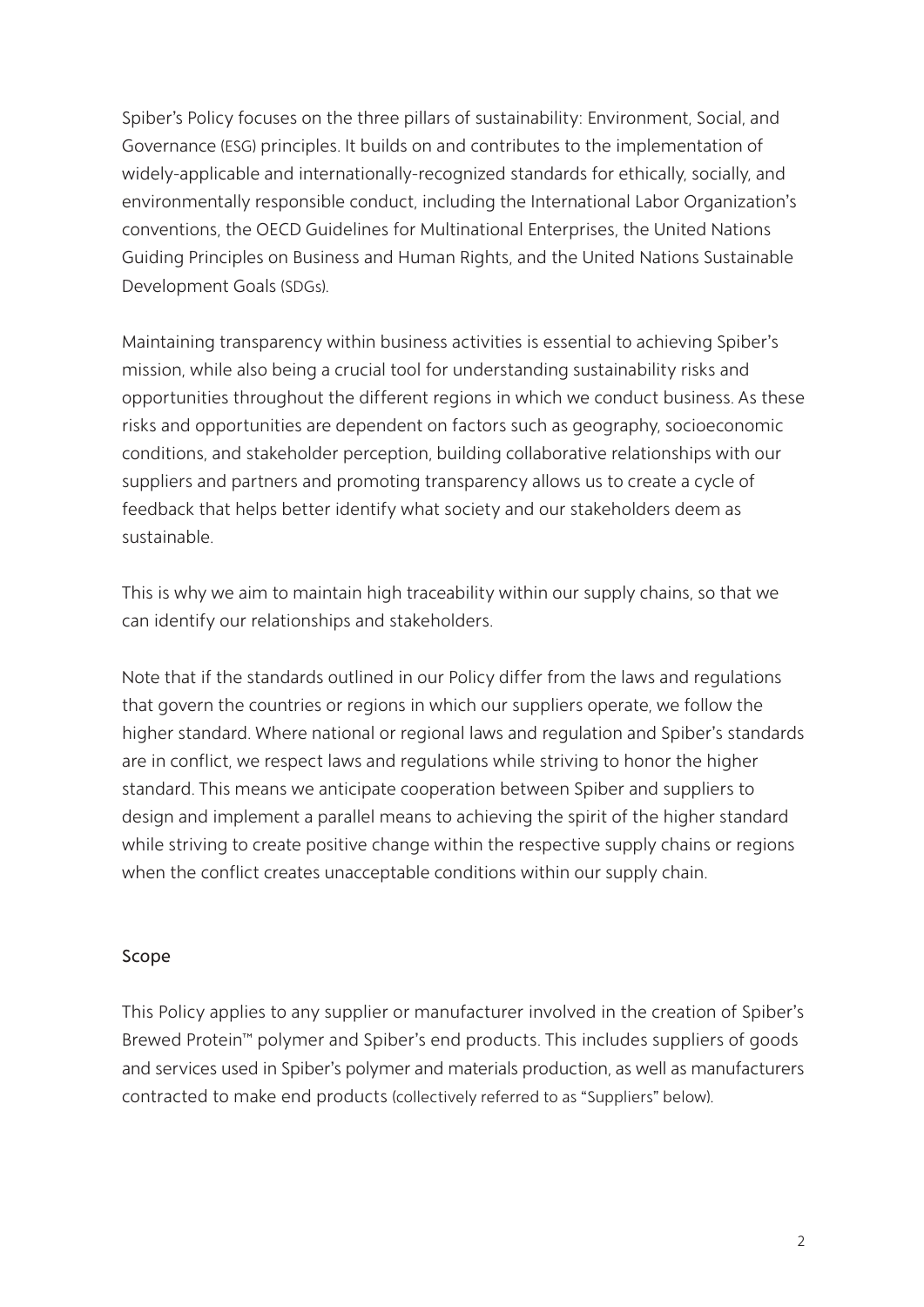Spiber's Policy focuses on the three pillars of sustainability: Environment, Social, and Governance (ESG) principles. It builds on and contributes to the implementation of widely-applicable and internationally-recognized standards for ethically, socially, and environmentally responsible conduct, including the International Labor Organization's conventions, the OECD Guidelines for Multinational Enterprises, the United Nations Guiding Principles on Business and Human Rights, and the United Nations Sustainable Development Goals (SDGs).

Maintaining transparency within business activities is essential to achieving Spiber's mission, while also being a crucial tool for understanding sustainability risks and opportunities throughout the different regions in which we conduct business. As these risks and opportunities are dependent on factors such as geography, socioeconomic conditions, and stakeholder perception, building collaborative relationships with our suppliers and partners and promoting transparency allows us to create a cycle of feedback that helps better identify what society and our stakeholders deem as sustainable.

This is why we aim to maintain high traceability within our supply chains, so that we can identify our relationships and stakeholders.

Note that if the standards outlined in our Policy differ from the laws and regulations that govern the countries or regions in which our suppliers operate, we follow the higher standard. Where national or regional laws and regulation and Spiber's standards are in conflict, we respect laws and regulations while striving to honor the higher standard. This means we anticipate cooperation between Spiber and suppliers to design and implement a parallel means to achieving the spirit of the higher standard while striving to create positive change within the respective supply chains or regions when the conflict creates unacceptable conditions within our supply chain.

## Scope

This Policy applies to any supplier or manufacturer involved in the creation of Spiber's Brewed Protein™ polymer and Spiber's end products. This includes suppliers of goods and services used in Spiber's polymer and materials production, as well as manufacturers contracted to make end products (collectively referred to as "Suppliers" below).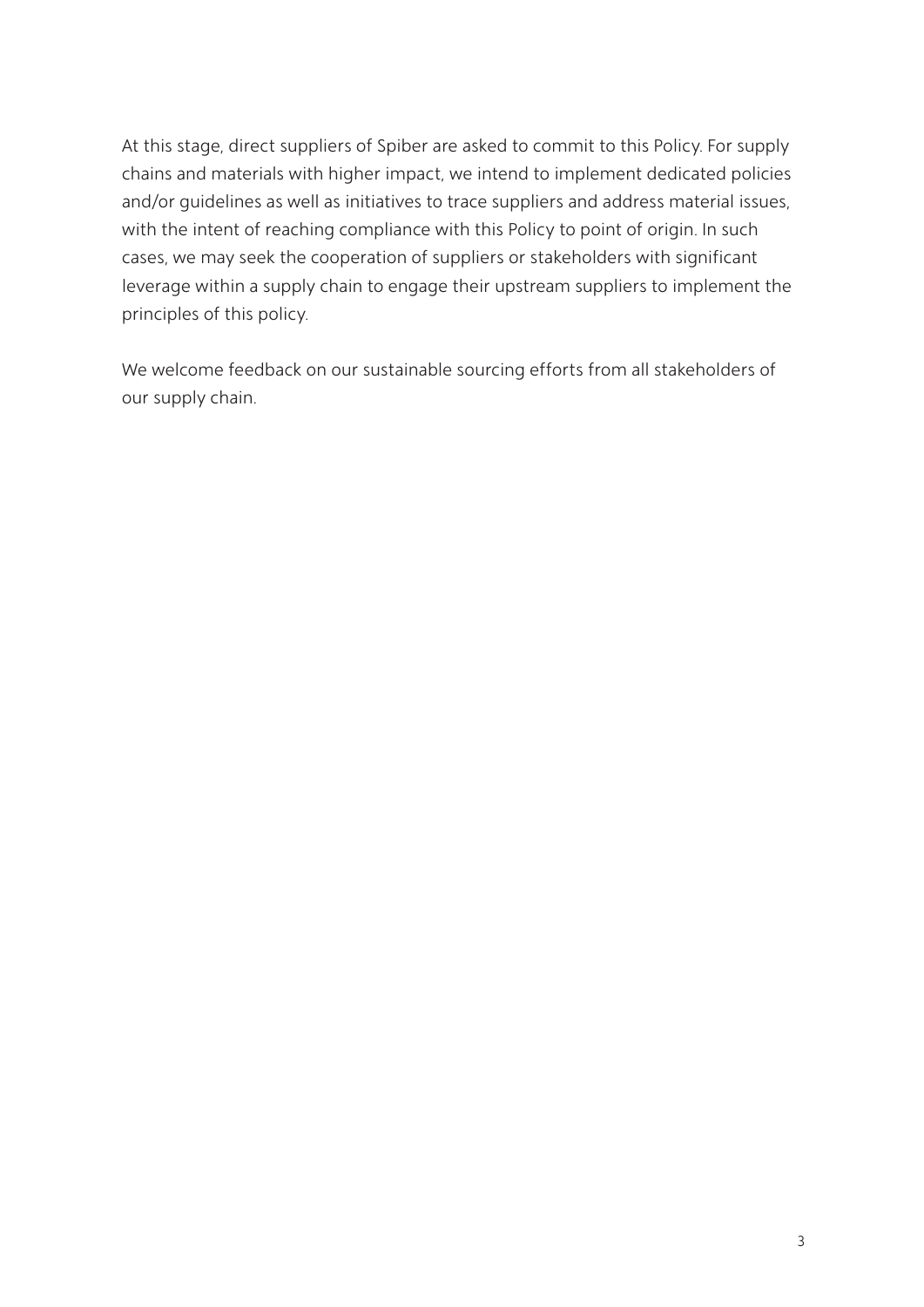At this stage, direct suppliers of Spiber are asked to commit to this Policy. For supply chains and materials with higher impact, we intend to implement dedicated policies and/or guidelines as well as initiatives to trace suppliers and address material issues, with the intent of reaching compliance with this Policy to point of origin. In such cases, we may seek the cooperation of suppliers or stakeholders with significant leverage within a supply chain to engage their upstream suppliers to implement the principles of this policy.

We welcome feedback on our sustainable sourcing efforts from all stakeholders of our supply chain.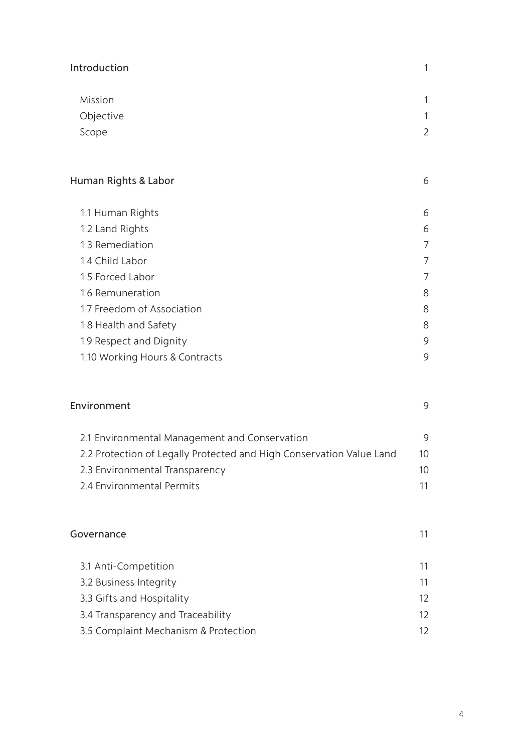| | |
|---|---|
| Introduction | 1 |
| Mission | 1 |
| Objective | 1 |
| Scope | 2 |
| Human Rights & Labor | 6 |
| 1.1 Human Rights | 6 |
| 1.2 Land Rights | 6 |
| 1.3 Remediation | 7 |
| 1.4 Child Labor | 7 |
| 1.5 Forced Labor | 7 |
| 1.6 Remuneration | 8 |
| 1.7 Freedom of Association | 8 |
| 1.8 Health and Safety | 8 |
| 1.9 Respect and Dignity | 9 |
| 1.10 Working Hours & Contracts | 9 |
| Environment | 9 |
| 2.1 Environmental Management and Conservation | 9 |
| 2.2 Protection of Legally Protected and High Conservation Value Land | 10 |
| 2.3 Environmental Transparency | 10 |
| 2.4 Environmental Permits | 11 |
| Governance | 11 |
| 3.1 Anti-Competition | 11 |
| 3.2 Business Integrity | 11 |
| 3.3 Gifts and Hospitality | 12 |
| 3.4 Transparency and Traceability | 12 |
| 3.5 Complaint Mechanism & Protection | 12 |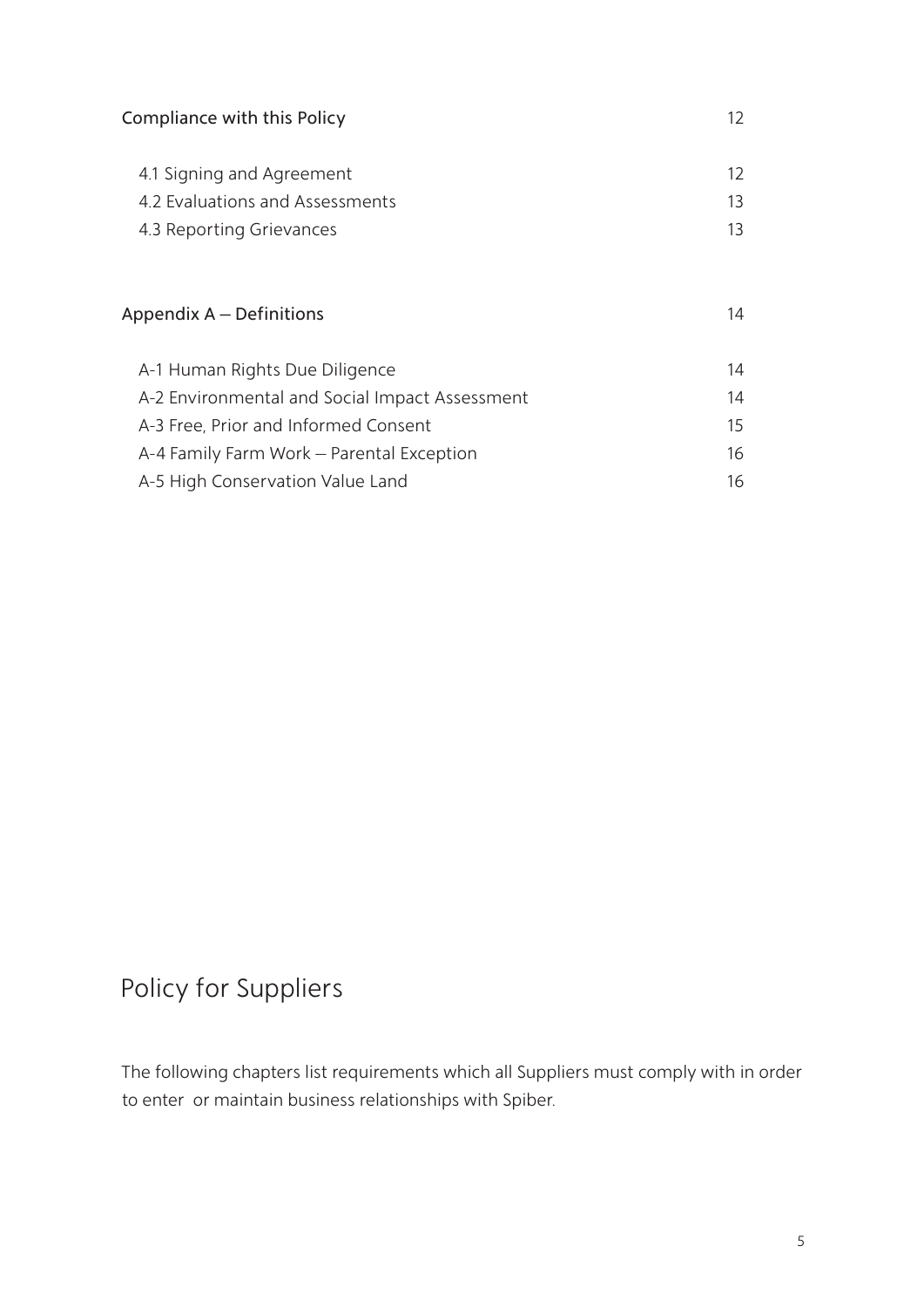| | |
|---|---|
| Compliance with this Policy | 12 |
| 4.1 Signing and Agreement | 12 |
| 4.2 Evaluations and Assessments | 13 |
| 4.3 Reporting Grievances | 13 |
| Appendix A – Definitions | 14 |
| A-1 Human Rights Due Diligence | 14 |
| A-2 Environmental and Social Impact Assessment | 14 |
| A-3 Free, Prior and Informed Consent | 15 |
| A-4 Family Farm Work – Parental Exception | 16 |
| A-5 High Conservation Value Land | 16 |

# Policy for Suppliers

The following chapters list requirements which all Suppliers must comply with in order to enter or maintain business relationships with Spiber.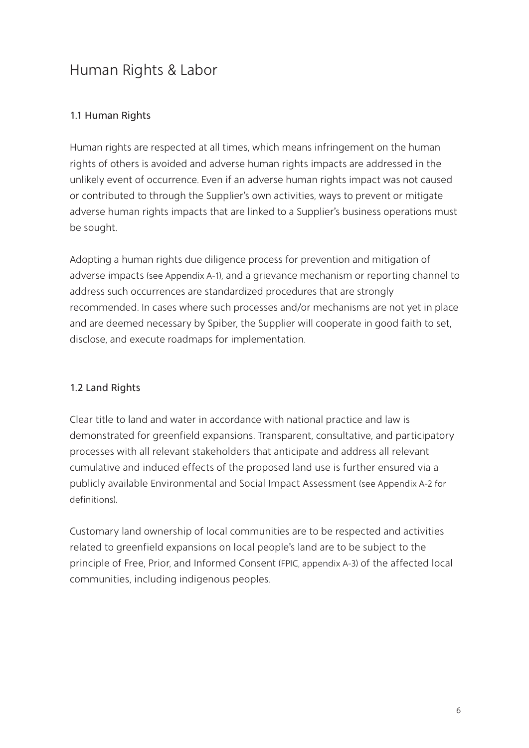# Human Rights & Labor

## 1.1 Human Rights

Human rights are respected at all times, which means infringement on the human rights of others is avoided and adverse human rights impacts are addressed in the unlikely event of occurrence. Even if an adverse human rights impact was not caused or contributed to through the Supplier's own activities, ways to prevent or mitigate adverse human rights impacts that are linked to a Supplier's business operations must be sought.

Adopting a human rights due diligence process for prevention and mitigation of adverse impacts (see Appendix A-1), and a grievance mechanism or reporting channel to address such occurrences are standardized procedures that are strongly recommended. In cases where such processes and/or mechanisms are not yet in place and are deemed necessary by Spiber, the Supplier will cooperate in good faith to set, disclose, and execute roadmaps for implementation.

## 1.2 Land Rights

Clear title to land and water in accordance with national practice and law is demonstrated for greenfield expansions. Transparent, consultative, and participatory processes with all relevant stakeholders that anticipate and address all relevant cumulative and induced effects of the proposed land use is further ensured via a publicly available Environmental and Social Impact Assessment (see Appendix A-2 for definitions).

Customary land ownership of local communities are to be respected and activities related to greenfield expansions on local people's land are to be subject to the principle of Free, Prior, and Informed Consent (FPIC, appendix A-3) of the affected local communities, including indigenous peoples.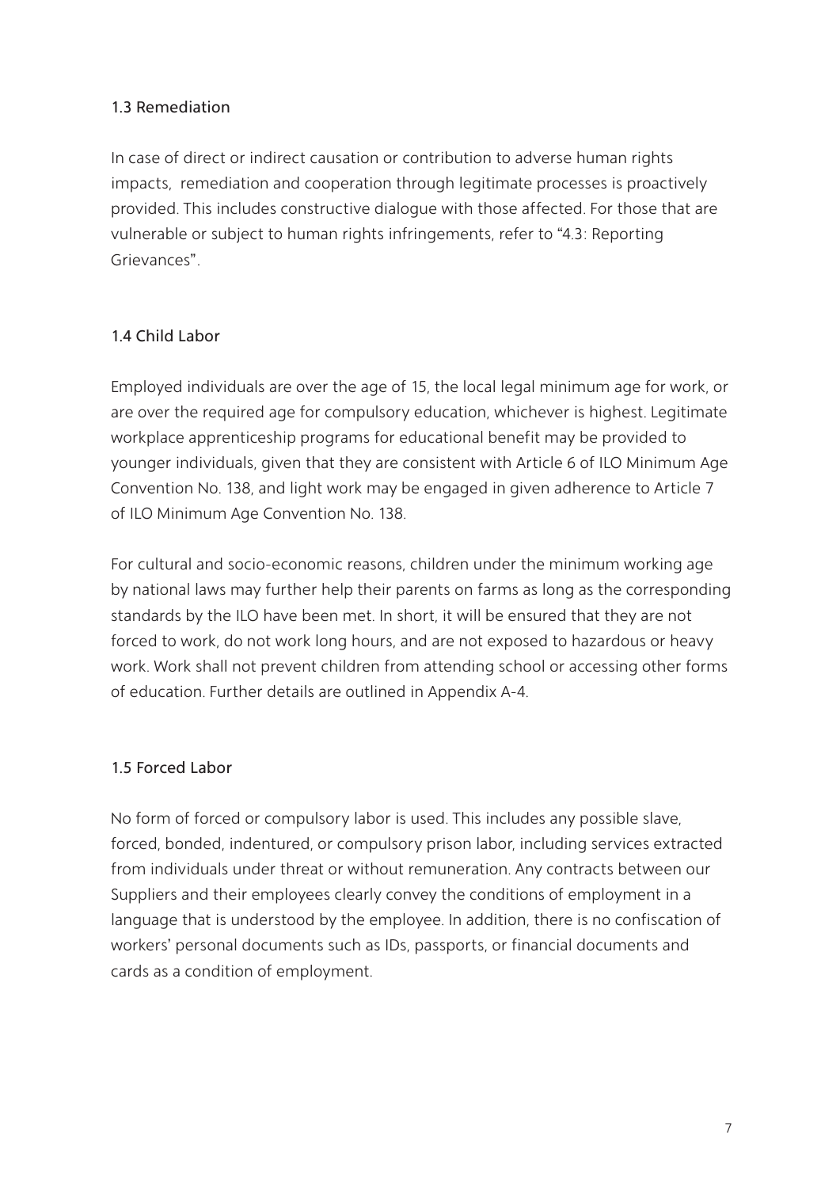### 1.3 Remediation

In case of direct or indirect causation or contribution to adverse human rights impacts,  remediation and cooperation through legitimate processes is proactively provided. This includes constructive dialogue with those affected. For those that are vulnerable or subject to human rights infringements, refer to "4.3: Reporting Grievances".

### 1.4 Child Labor

Employed individuals are over the age of 15, the local legal minimum age for work, or are over the required age for compulsory education, whichever is highest. Legitimate workplace apprenticeship programs for educational benefit may be provided to younger individuals, given that they are consistent with Article 6 of ILO Minimum Age Convention No. 138, and light work may be engaged in given adherence to Article 7 of ILO Minimum Age Convention No. 138.

For cultural and socio-economic reasons, children under the minimum working age by national laws may further help their parents on farms as long as the corresponding standards by the ILO have been met. In short, it will be ensured that they are not forced to work, do not work long hours, and are not exposed to hazardous or heavy work. Work shall not prevent children from attending school or accessing other forms of education. Further details are outlined in Appendix A-4.

### 1.5 Forced Labor

No form of forced or compulsory labor is used. This includes any possible slave, forced, bonded, indentured, or compulsory prison labor, including services extracted from individuals under threat or without remuneration. Any contracts between our Suppliers and their employees clearly convey the conditions of employment in a language that is understood by the employee. In addition, there is no confiscation of workers' personal documents such as IDs, passports, or financial documents and cards as a condition of employment.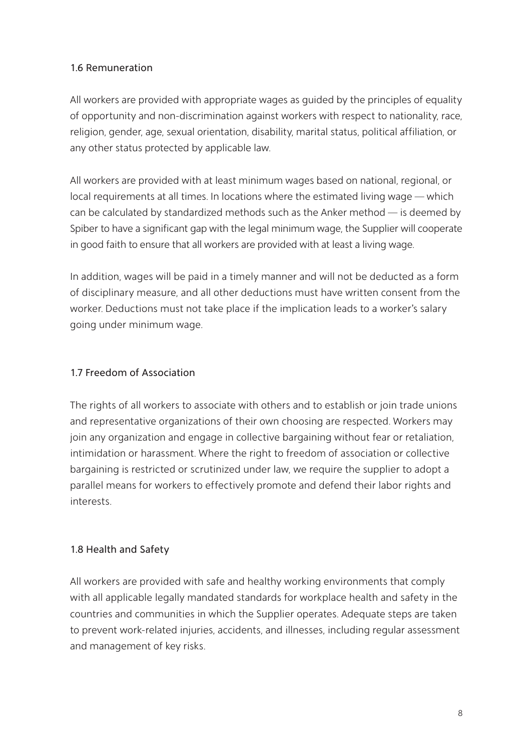### 1.6 Remuneration

All workers are provided with appropriate wages as guided by the principles of equality of opportunity and non-discrimination against workers with respect to nationality, race, religion, gender, age, sexual orientation, disability, marital status, political affiliation, or any other status protected by applicable law.

All workers are provided with at least minimum wages based on national, regional, or local requirements at all times. In locations where the estimated living wage — which can be calculated by standardized methods such as the Anker method — is deemed by Spiber to have a significant gap with the legal minimum wage, the Supplier will cooperate in good faith to ensure that all workers are provided with at least a living wage.

In addition, wages will be paid in a timely manner and will not be deducted as a form of disciplinary measure, and all other deductions must have written consent from the worker. Deductions must not take place if the implication leads to a worker's salary going under minimum wage.

### 1.7 Freedom of Association

The rights of all workers to associate with others and to establish or join trade unions and representative organizations of their own choosing are respected. Workers may join any organization and engage in collective bargaining without fear or retaliation, intimidation or harassment. Where the right to freedom of association or collective bargaining is restricted or scrutinized under law, we require the supplier to adopt a parallel means for workers to effectively promote and defend their labor rights and interests.

### 1.8 Health and Safety

All workers are provided with safe and healthy working environments that comply with all applicable legally mandated standards for workplace health and safety in the countries and communities in which the Supplier operates. Adequate steps are taken to prevent work-related injuries, accidents, and illnesses, including regular assessment and management of key risks.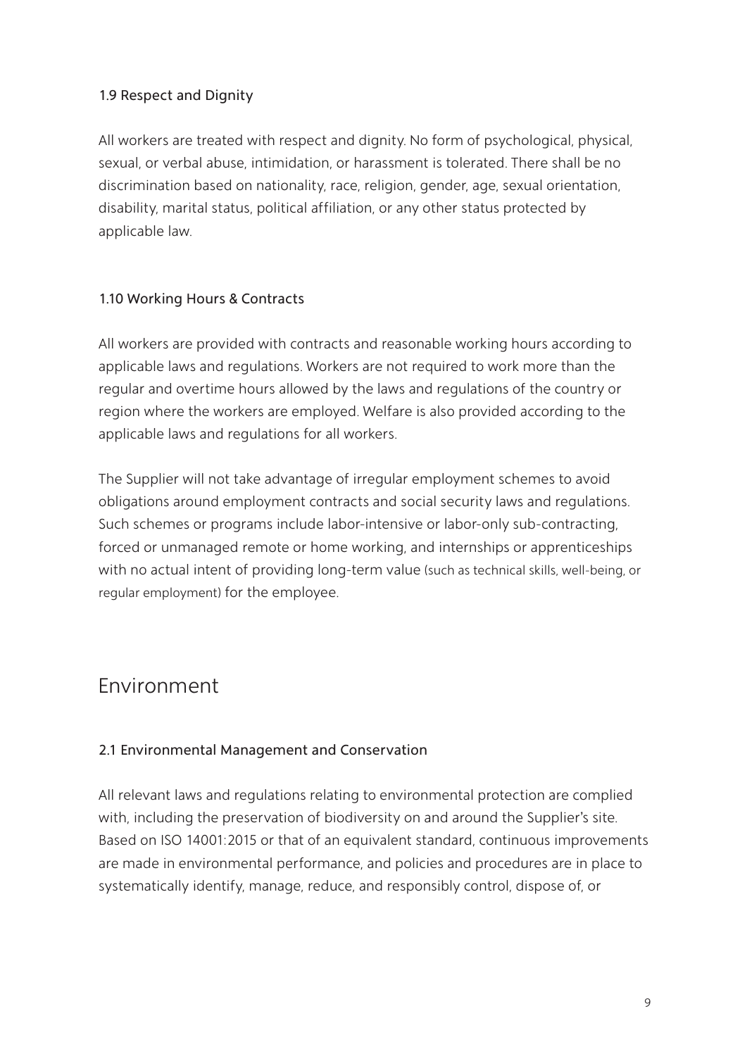### 1.9 Respect and Dignity

All workers are treated with respect and dignity. No form of psychological, physical, sexual, or verbal abuse, intimidation, or harassment is tolerated. There shall be no discrimination based on nationality, race, religion, gender, age, sexual orientation, disability, marital status, political affiliation, or any other status protected by applicable law.

### 1.10 Working Hours & Contracts

All workers are provided with contracts and reasonable working hours according to applicable laws and regulations. Workers are not required to work more than the regular and overtime hours allowed by the laws and regulations of the country or region where the workers are employed. Welfare is also provided according to the applicable laws and regulations for all workers.

The Supplier will not take advantage of irregular employment schemes to avoid obligations around employment contracts and social security laws and regulations. Such schemes or programs include labor-intensive or labor-only sub-contracting, forced or unmanaged remote or home working, and internships or apprenticeships with no actual intent of providing long-term value (such as technical skills, well-being, or regular employment) for the employee.

## Environment

### 2.1 Environmental Management and Conservation

All relevant laws and regulations relating to environmental protection are complied with, including the preservation of biodiversity on and around the Supplier's site. Based on ISO 14001:2015 or that of an equivalent standard, continuous improvements are made in environmental performance, and policies and procedures are in place to systematically identify, manage, reduce, and responsibly control, dispose of, or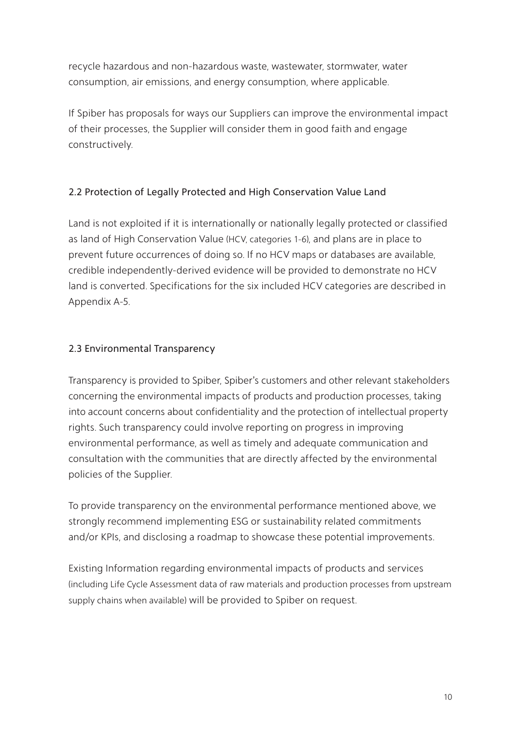recycle hazardous and non-hazardous waste, wastewater, stormwater, water consumption, air emissions, and energy consumption, where applicable.

If Spiber has proposals for ways our Suppliers can improve the environmental impact of their processes, the Supplier will consider them in good faith and engage constructively.

### 2.2 Protection of Legally Protected and High Conservation Value Land

Land is not exploited if it is internationally or nationally legally protected or classified as land of High Conservation Value (HCV, categories 1-6), and plans are in place to prevent future occurrences of doing so. If no HCV maps or databases are available, credible independently-derived evidence will be provided to demonstrate no HCV land is converted. Specifications for the six included HCV categories are described in Appendix A-5.

### 2.3 Environmental Transparency

Transparency is provided to Spiber, Spiber's customers and other relevant stakeholders concerning the environmental impacts of products and production processes, taking into account concerns about confidentiality and the protection of intellectual property rights. Such transparency could involve reporting on progress in improving environmental performance, as well as timely and adequate communication and consultation with the communities that are directly affected by the environmental policies of the Supplier.

To provide transparency on the environmental performance mentioned above, we strongly recommend implementing ESG or sustainability related commitments and/or KPIs, and disclosing a roadmap to showcase these potential improvements.

Existing Information regarding environmental impacts of products and services (including Life Cycle Assessment data of raw materials and production processes from upstream supply chains when available) will be provided to Spiber on request.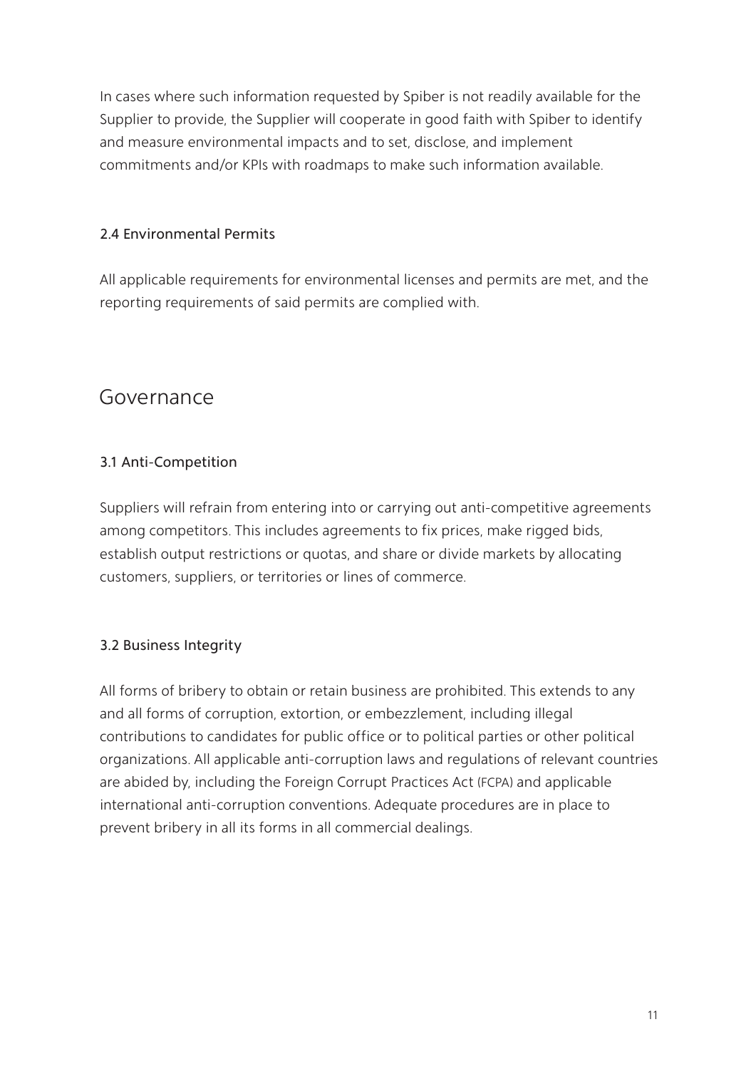In cases where such information requested by Spiber is not readily available for the Supplier to provide, the Supplier will cooperate in good faith with Spiber to identify and measure environmental impacts and to set, disclose, and implement commitments and/or KPIs with roadmaps to make such information available.

### 2.4 Environmental Permits

All applicable requirements for environmental licenses and permits are met, and the reporting requirements of said permits are complied with.

## Governance

### 3.1 Anti-Competition

Suppliers will refrain from entering into or carrying out anti-competitive agreements among competitors. This includes agreements to fix prices, make rigged bids, establish output restrictions or quotas, and share or divide markets by allocating customers, suppliers, or territories or lines of commerce.

### 3.2 Business Integrity

All forms of bribery to obtain or retain business are prohibited. This extends to any and all forms of corruption, extortion, or embezzlement, including illegal contributions to candidates for public office or to political parties or other political organizations. All applicable anti-corruption laws and regulations of relevant countries are abided by, including the Foreign Corrupt Practices Act (FCPA) and applicable international anti-corruption conventions. Adequate procedures are in place to prevent bribery in all its forms in all commercial dealings.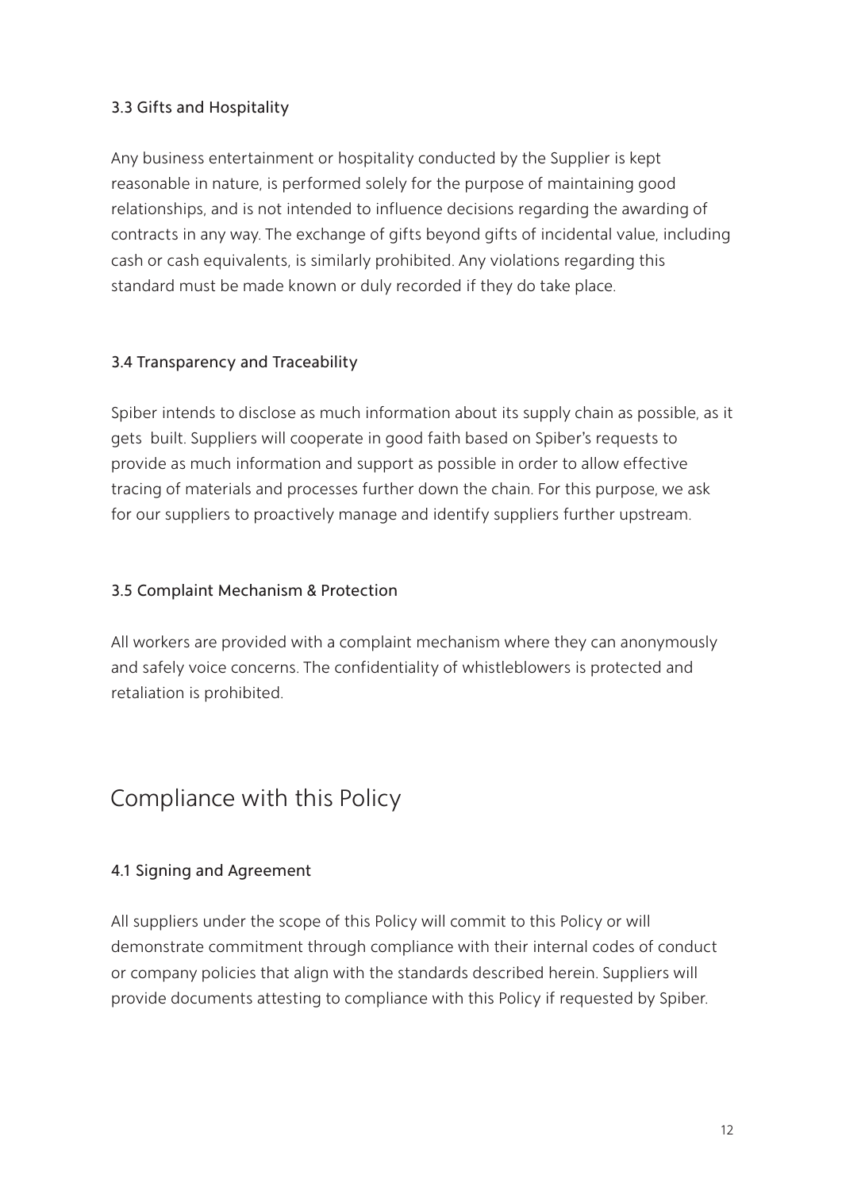### 3.3 Gifts and Hospitality

Any business entertainment or hospitality conducted by the Supplier is kept reasonable in nature, is performed solely for the purpose of maintaining good relationships, and is not intended to influence decisions regarding the awarding of contracts in any way. The exchange of gifts beyond gifts of incidental value, including cash or cash equivalents, is similarly prohibited. Any violations regarding this standard must be made known or duly recorded if they do take place.

### 3.4 Transparency and Traceability

Spiber intends to disclose as much information about its supply chain as possible, as it gets built. Suppliers will cooperate in good faith based on Spiber's requests to provide as much information and support as possible in order to allow effective tracing of materials and processes further down the chain. For this purpose, we ask for our suppliers to proactively manage and identify suppliers further upstream.

### 3.5 Complaint Mechanism & Protection

All workers are provided with a complaint mechanism where they can anonymously and safely voice concerns. The confidentiality of whistleblowers is protected and retaliation is prohibited.

## Compliance with this Policy

### 4.1 Signing and Agreement

All suppliers under the scope of this Policy will commit to this Policy or will demonstrate commitment through compliance with their internal codes of conduct or company policies that align with the standards described herein. Suppliers will provide documents attesting to compliance with this Policy if requested by Spiber.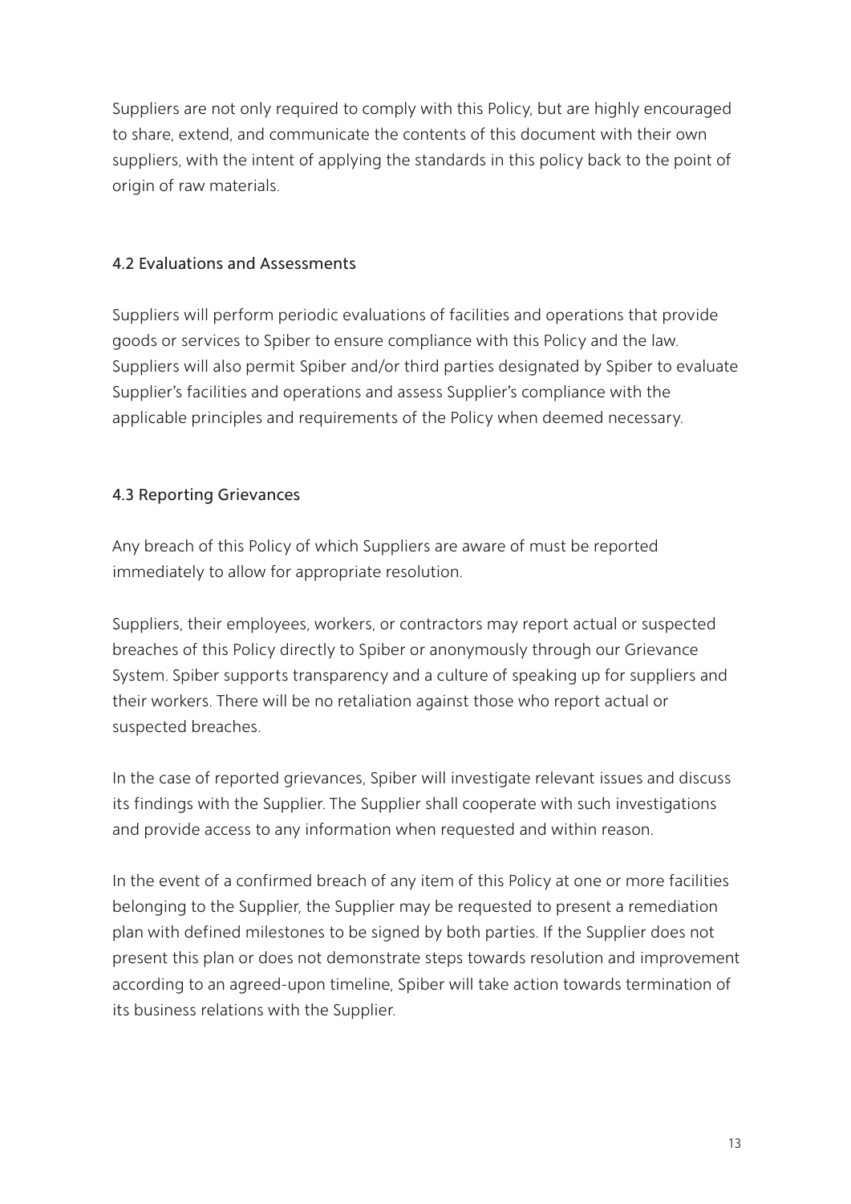Suppliers are not only required to comply with this Policy, but are highly encouraged to share, extend, and communicate the contents of this document with their own suppliers, with the intent of applying the standards in this policy back to the point of origin of raw materials.

### 4.2 Evaluations and Assessments

Suppliers will perform periodic evaluations of facilities and operations that provide goods or services to Spiber to ensure compliance with this Policy and the law. Suppliers will also permit Spiber and/or third parties designated by Spiber to evaluate Supplier's facilities and operations and assess Supplier's compliance with the applicable principles and requirements of the Policy when deemed necessary.

### 4.3 Reporting Grievances

Any breach of this Policy of which Suppliers are aware of must be reported immediately to allow for appropriate resolution.

Suppliers, their employees, workers, or contractors may report actual or suspected breaches of this Policy directly to Spiber or anonymously through our Grievance System. Spiber supports transparency and a culture of speaking up for suppliers and their workers. There will be no retaliation against those who report actual or suspected breaches.

In the case of reported grievances, Spiber will investigate relevant issues and discuss its findings with the Supplier. The Supplier shall cooperate with such investigations and provide access to any information when requested and within reason.

In the event of a confirmed breach of any item of this Policy at one or more facilities belonging to the Supplier, the Supplier may be requested to present a remediation plan with defined milestones to be signed by both parties. If the Supplier does not present this plan or does not demonstrate steps towards resolution and improvement according to an agreed-upon timeline, Spiber will take action towards termination of its business relations with the Supplier.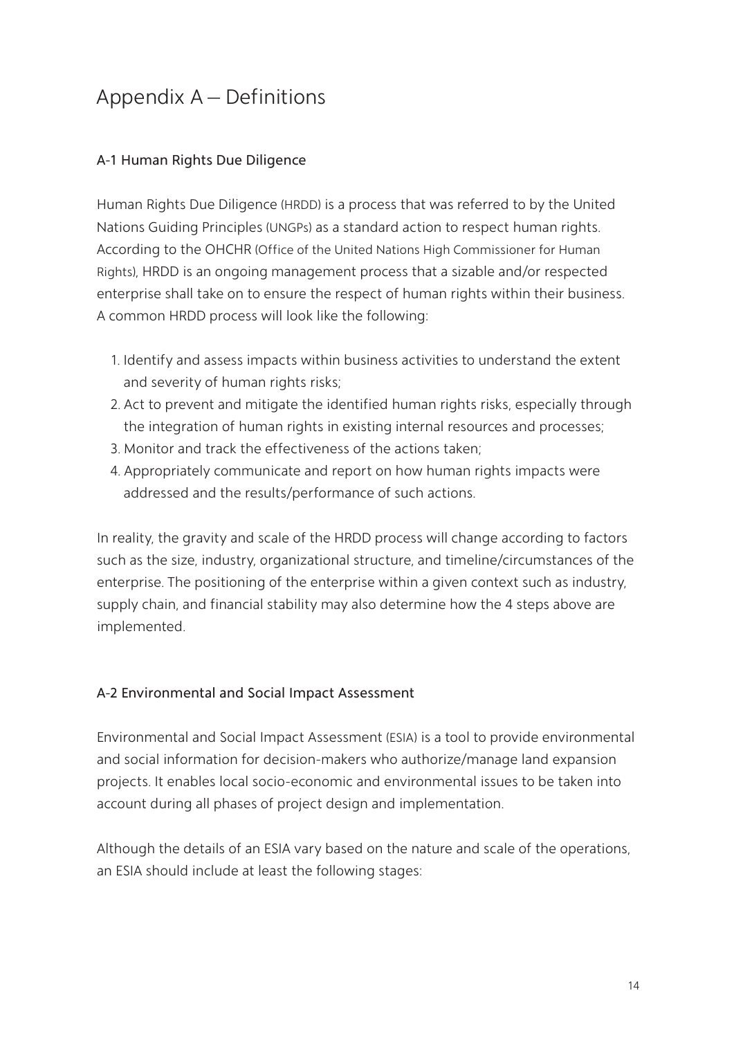# Appendix A – Definitions

## A-1 Human Rights Due Diligence

Human Rights Due Diligence (HRDD) is a process that was referred to by the United Nations Guiding Principles (UNGPs) as a standard action to respect human rights. According to the OHCHR (Office of the United Nations High Commissioner for Human Rights), HRDD is an ongoing management process that a sizable and/or respected enterprise shall take on to ensure the respect of human rights within their business. A common HRDD process will look like the following:

1. Identify and assess impacts within business activities to understand the extent and severity of human rights risks;
2. Act to prevent and mitigate the identified human rights risks, especially through the integration of human rights in existing internal resources and processes;
3. Monitor and track the effectiveness of the actions taken;
4. Appropriately communicate and report on how human rights impacts were addressed and the results/performance of such actions.

In reality, the gravity and scale of the HRDD process will change according to factors such as the size, industry, organizational structure, and timeline/circumstances of the enterprise. The positioning of the enterprise within a given context such as industry, supply chain, and financial stability may also determine how the 4 steps above are implemented.

## A-2 Environmental and Social Impact Assessment

Environmental and Social Impact Assessment (ESIA) is a tool to provide environmental and social information for decision-makers who authorize/manage land expansion projects. It enables local socio-economic and environmental issues to be taken into account during all phases of project design and implementation.

Although the details of an ESIA vary based on the nature and scale of the operations, an ESIA should include at least the following stages: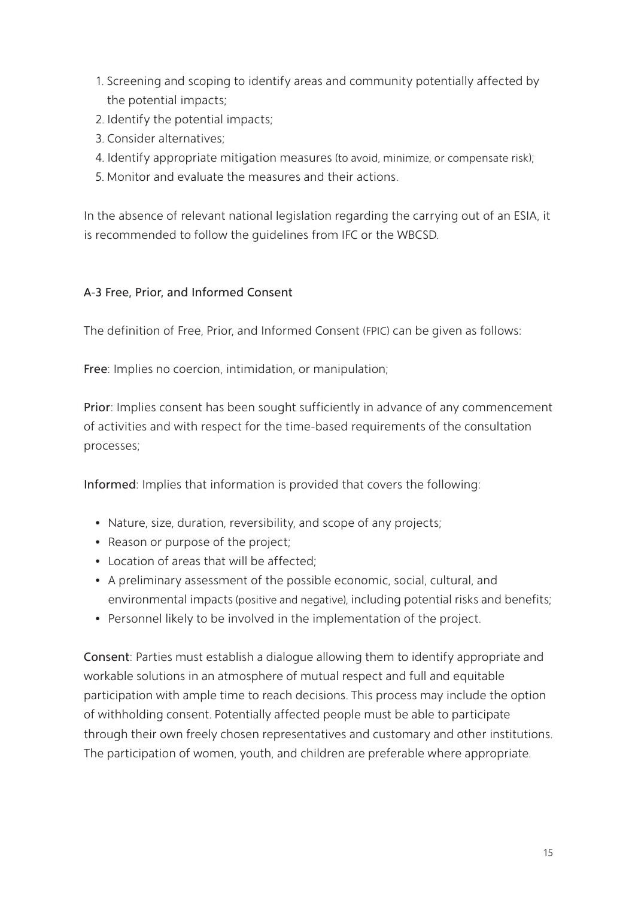1. Screening and scoping to identify areas and community potentially affected by the potential impacts;
2. Identify the potential impacts;
3. Consider alternatives;
4. Identify appropriate mitigation measures (to avoid, minimize, or compensate risk);
5. Monitor and evaluate the measures and their actions.

In the absence of relevant national legislation regarding the carrying out of an ESIA, it is recommended to follow the guidelines from IFC or the WBCSD.

## A-3 Free, Prior, and Informed Consent

The definition of Free, Prior, and Informed Consent (FPIC) can be given as follows:

**Free**: Implies no coercion, intimidation, or manipulation;

**Prior**: Implies consent has been sought sufficiently in advance of any commencement of activities and with respect for the time-based requirements of the consultation processes;

**Informed**: Implies that information is provided that covers the following:

- Nature, size, duration, reversibility, and scope of any projects;
- Reason or purpose of the project;
- Location of areas that will be affected;
- A preliminary assessment of the possible economic, social, cultural, and environmental impacts (positive and negative), including potential risks and benefits;
- Personnel likely to be involved in the implementation of the project.

**Consent**: Parties must establish a dialogue allowing them to identify appropriate and workable solutions in an atmosphere of mutual respect and full and equitable participation with ample time to reach decisions. This process may include the option of withholding consent. Potentially affected people must be able to participate through their own freely chosen representatives and customary and other institutions. The participation of women, youth, and children are preferable where appropriate.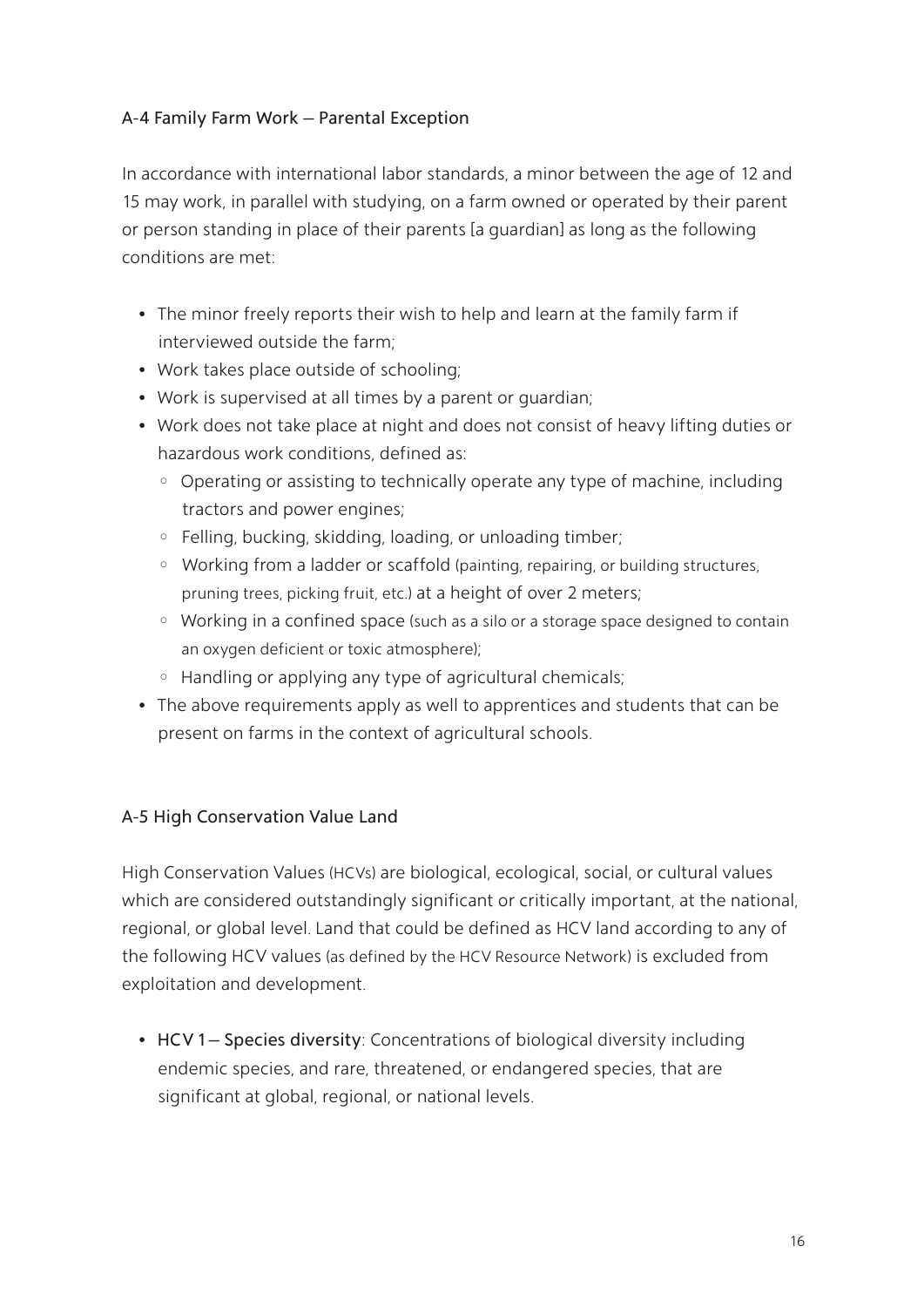## A-4 Family Farm Work – Parental Exception

In accordance with international labor standards, a minor between the age of 12 and 15 may work, in parallel with studying, on a farm owned or operated by their parent or person standing in place of their parents [a guardian] as long as the following conditions are met:

- The minor freely reports their wish to help and learn at the family farm if interviewed outside the farm;
- Work takes place outside of schooling;
- Work is supervised at all times by a parent or guardian;
- Work does not take place at night and does not consist of heavy lifting duties or hazardous work conditions, defined as:
  - Operating or assisting to technically operate any type of machine, including tractors and power engines;
  - Felling, bucking, skidding, loading, or unloading timber;
  - Working from a ladder or scaffold (painting, repairing, or building structures, pruning trees, picking fruit, etc.) at a height of over 2 meters;
  - Working in a confined space (such as a silo or a storage space designed to contain an oxygen deficient or toxic atmosphere);
  - Handling or applying any type of agricultural chemicals;
- The above requirements apply as well to apprentices and students that can be present on farms in the context of agricultural schools.

## A-5 High Conservation Value Land

High Conservation Values (HCVs) are biological, ecological, social, or cultural values which are considered outstandingly significant or critically important, at the national, regional, or global level. Land that could be defined as HCV land according to any of the following HCV values (as defined by the HCV Resource Network) is excluded from exploitation and development.

- HCV 1 – Species diversity: Concentrations of biological diversity including endemic species, and rare, threatened, or endangered species, that are significant at global, regional, or national levels.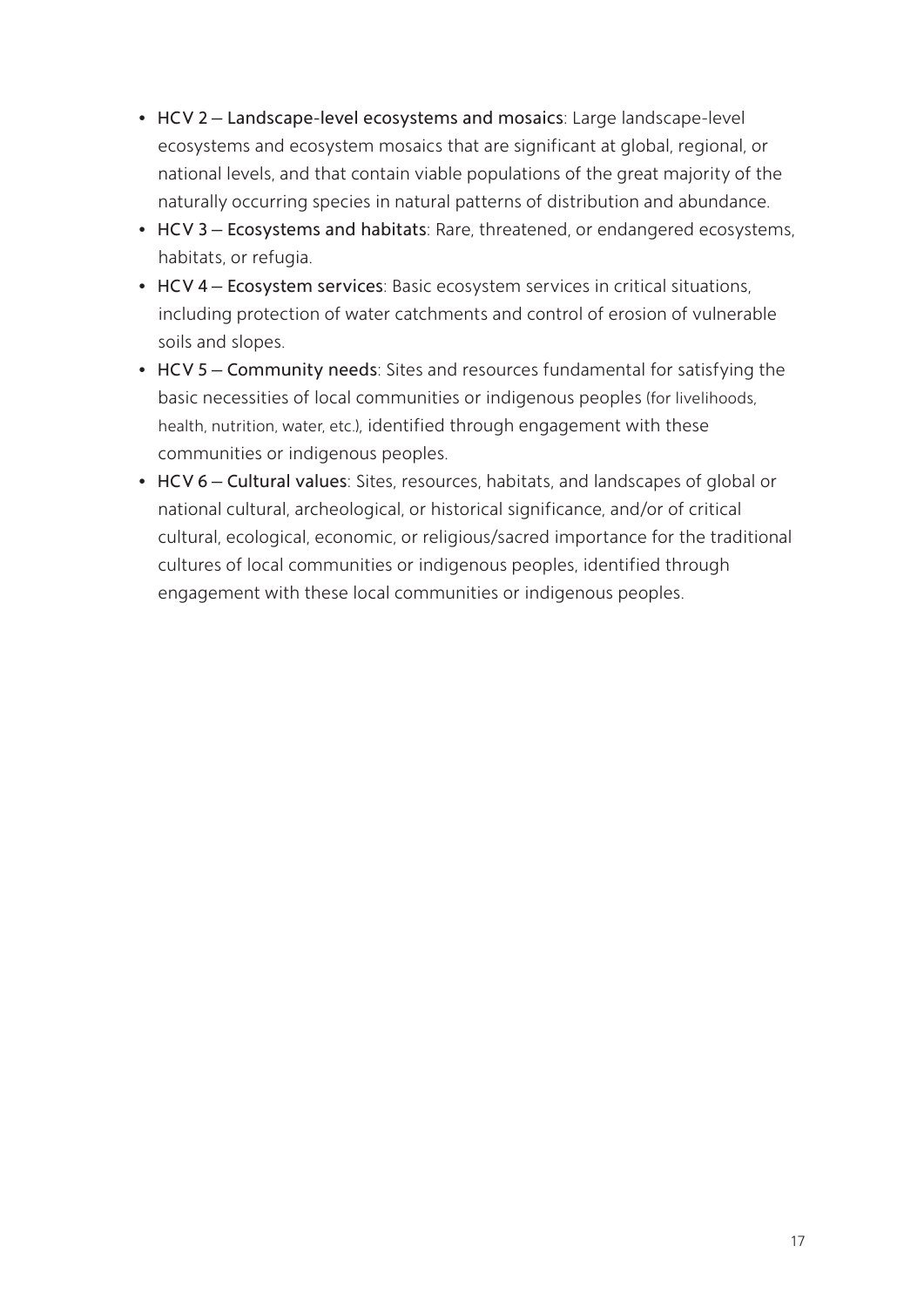- **HCV 2 – Landscape-level ecosystems and mosaics**: Large landscape-level ecosystems and ecosystem mosaics that are significant at global, regional, or national levels, and that contain viable populations of the great majority of the naturally occurring species in natural patterns of distribution and abundance.
- **HCV 3 – Ecosystems and habitats**: Rare, threatened, or endangered ecosystems, habitats, or refugia.
- **HCV 4 – Ecosystem services**: Basic ecosystem services in critical situations, including protection of water catchments and control of erosion of vulnerable soils and slopes.
- **HCV 5 – Community needs**: Sites and resources fundamental for satisfying the basic necessities of local communities or indigenous peoples (for livelihoods, health, nutrition, water, etc.), identified through engagement with these communities or indigenous peoples.
- **HCV 6 – Cultural values**: Sites, resources, habitats, and landscapes of global or national cultural, archeological, or historical significance, and/or of critical cultural, ecological, economic, or religious/sacred importance for the traditional cultures of local communities or indigenous peoples, identified through engagement with these local communities or indigenous peoples.